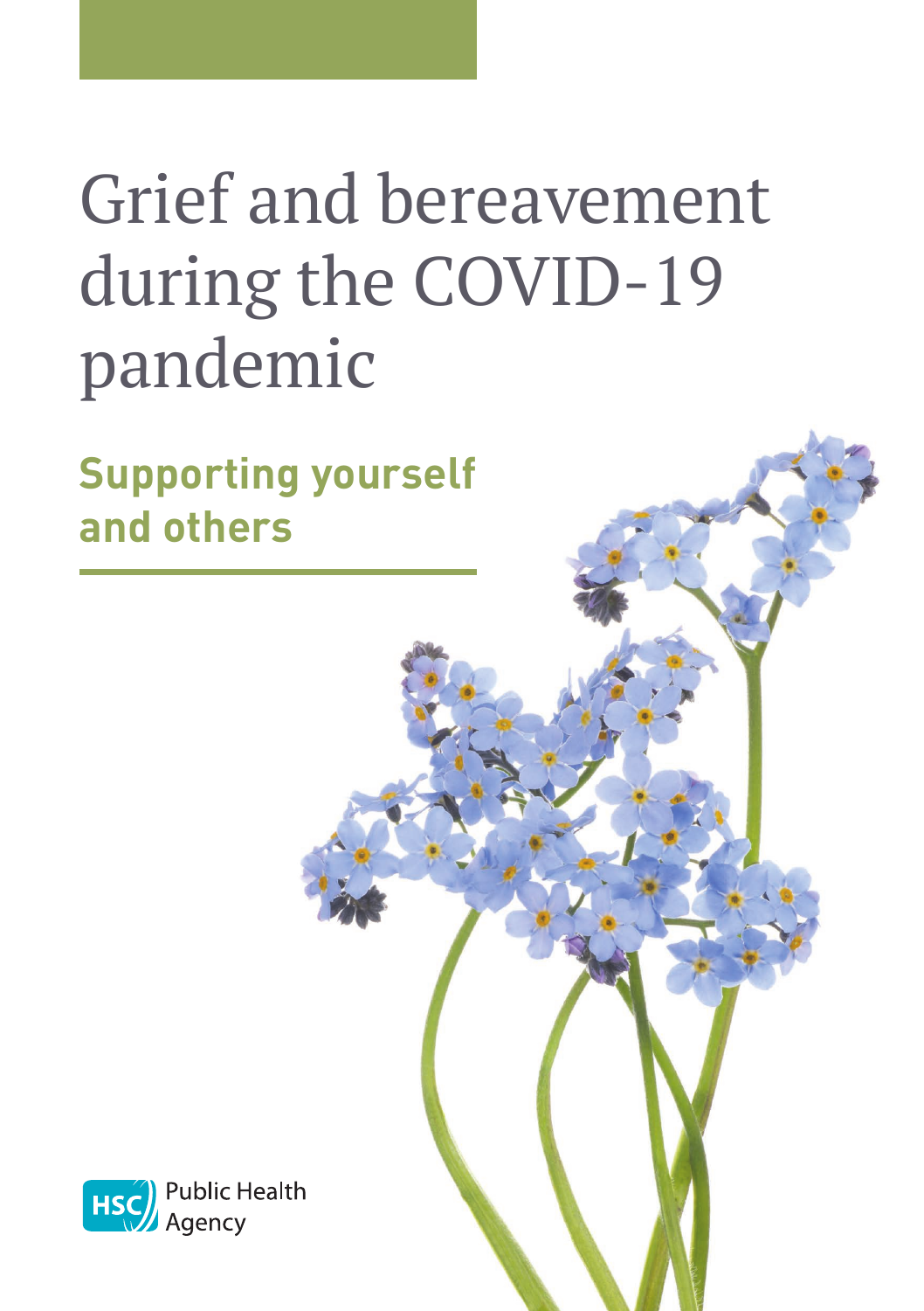# Grief and bereavement during the COVID-19 pandemic

## Supporting yourself and others

HSC Public Health Agency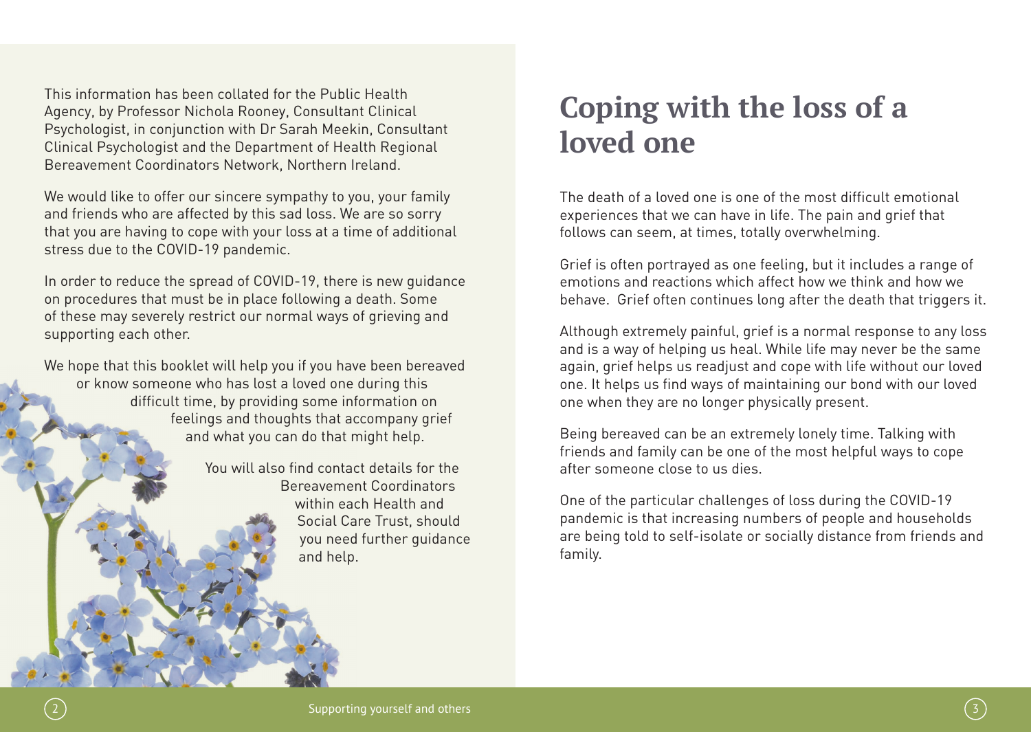This information has been collated for the Public Health Agency, by Professor Nichola Rooney, Consultant Clinical Psychologist, in conjunction with Dr Sarah Meekin, Consultant Clinical Psychologist and the Department of Health Regional Bereavement Coordinators Network, Northern Ireland.

We would like to offer our sincere sympathy to you, your family and friends who are affected by this sad loss. We are so sorry that you are having to cope with your loss at a time of additional stress due to the COVID-19 pandemic.

In order to reduce the spread of COVID-19, there is new guidance on procedures that must be in place following a death. Some of these may severely restrict our normal ways of grieving and supporting each other.

We hope that this booklet will help you if you have been bereaved or know someone who has lost a loved one during this difficult time, by providing some information on feelings and thoughts that accompany grief and what you can do that might help.

You will also find contact details for the Bereavement Coordinators within each Health and Social Care Trust, should you need further guidance and help.

# Coping with the loss of a loved one

The death of a loved one is one of the most difficult emotional experiences that we can have in life. The pain and grief that follows can seem, at times, totally overwhelming.

Grief is often portrayed as one feeling, but it includes a range of emotions and reactions which affect how we think and how we behave. Grief often continues long after the death that triggers it.

Although extremely painful, grief is a normal response to any loss and is a way of helping us heal. While life may never be the same again, grief helps us readjust and cope with life without our loved one. It helps us find ways of maintaining our bond with our loved one when they are no longer physically present.

Being bereaved can be an extremely lonely time. Talking with friends and family can be one of the most helpful ways to cope after someone close to us dies.

One of the particular challenges of loss during the COVID-19 pandemic is that increasing numbers of people and households are being told to self-isolate or socially distance from friends and family.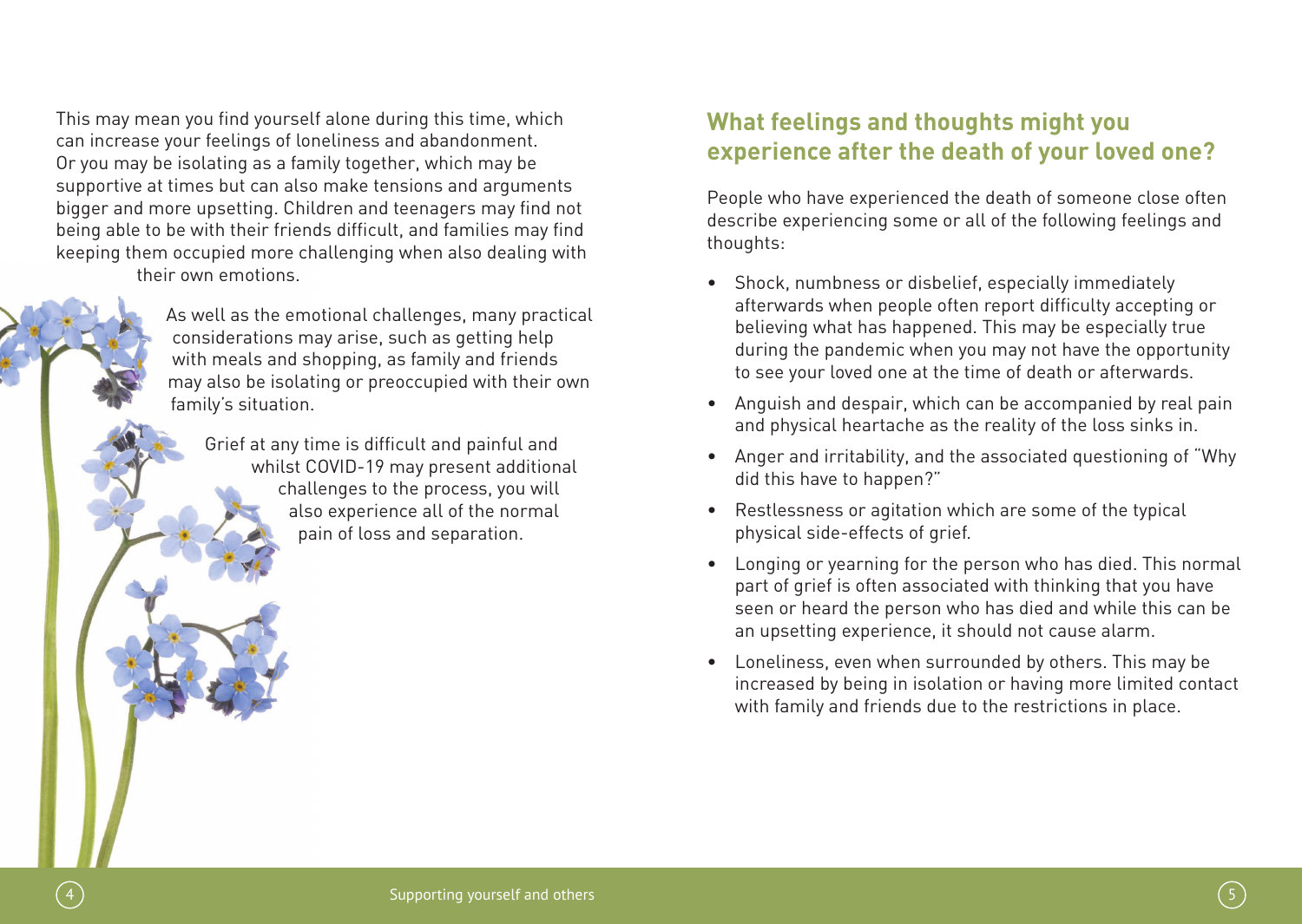This may mean you find yourself alone during this time, which can increase your feelings of loneliness and abandonment. Or you may be isolating as a family together, which may be supportive at times but can also make tensions and arguments bigger and more upsetting. Children and teenagers may find not being able to be with their friends difficult, and families may find keeping them occupied more challenging when also dealing with their own emotions.

As well as the emotional challenges, many practical considerations may arise, such as getting help with meals and shopping, as family and friends may also be isolating or preoccupied with their own family's situation.

Grief at any time is difficult and painful and whilst COVID-19 may present additional challenges to the process, you will also experience all of the normal pain of loss and separation.

## What feelings and thoughts might you experience after the death of your loved one?

People who have experienced the death of someone close often describe experiencing some or all of the following feelings and thoughts:

- Shock, numbness or disbelief, especially immediately afterwards when people often report difficulty accepting or believing what has happened. This may be especially true during the pandemic when you may not have the opportunity to see your loved one at the time of death or afterwards.
- Anguish and despair, which can be accompanied by real pain and physical heartache as the reality of the loss sinks in.
- Anger and irritability, and the associated questioning of "Why did this have to happen?"
- Restlessness or agitation which are some of the typical physical side-effects of grief.
- Longing or yearning for the person who has died. This normal part of grief is often associated with thinking that you have seen or heard the person who has died and while this can be an upsetting experience, it should not cause alarm.
- Loneliness, even when surrounded by others. This may be increased by being in isolation or having more limited contact with family and friends due to the restrictions in place.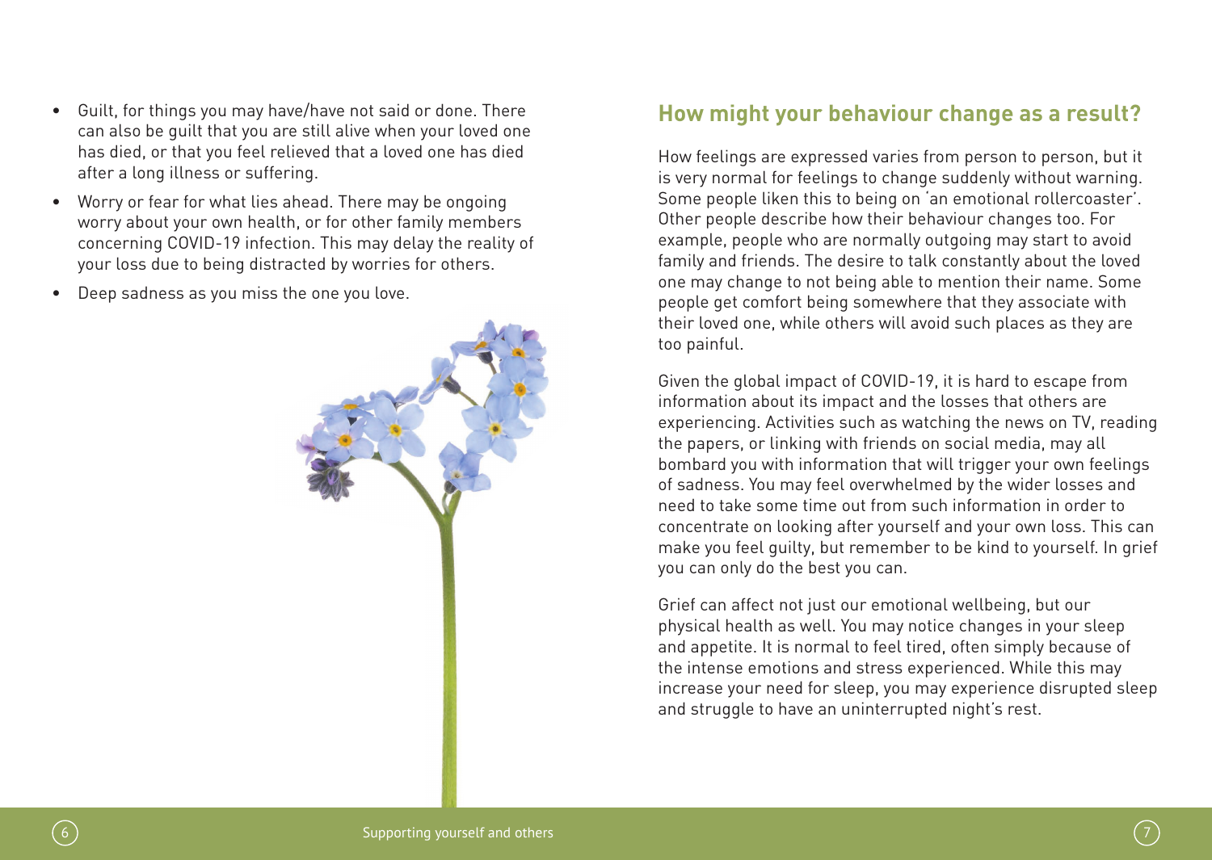- Guilt, for things you may have/have not said or done. There can also be guilt that you are still alive when your loved one has died, or that you feel relieved that a loved one has died after a long illness or suffering.
- Worry or fear for what lies ahead. There may be ongoing worry about your own health, or for other family members concerning COVID-19 infection. This may delay the reality of your loss due to being distracted by worries for others.
- Deep sadness as you miss the one you love.

## How might your behaviour change as a result?

How feelings are expressed varies from person to person, but it is very normal for feelings to change suddenly without warning. Some people liken this to being on 'an emotional rollercoaster'. Other people describe how their behaviour changes too. For example, people who are normally outgoing may start to avoid family and friends. The desire to talk constantly about the loved one may change to not being able to mention their name. Some people get comfort being somewhere that they associate with their loved one, while others will avoid such places as they are too painful.

Given the global impact of COVID-19, it is hard to escape from information about its impact and the losses that others are experiencing. Activities such as watching the news on TV, reading the papers, or linking with friends on social media, may all bombard you with information that will trigger your own feelings of sadness. You may feel overwhelmed by the wider losses and need to take some time out from such information in order to concentrate on looking after yourself and your own loss. This can make you feel guilty, but remember to be kind to yourself. In grief you can only do the best you can.

Grief can affect not just our emotional wellbeing, but our physical health as well. You may notice changes in your sleep and appetite. It is normal to feel tired, often simply because of the intense emotions and stress experienced. While this may increase your need for sleep, you may experience disrupted sleep and struggle to have an uninterrupted night's rest.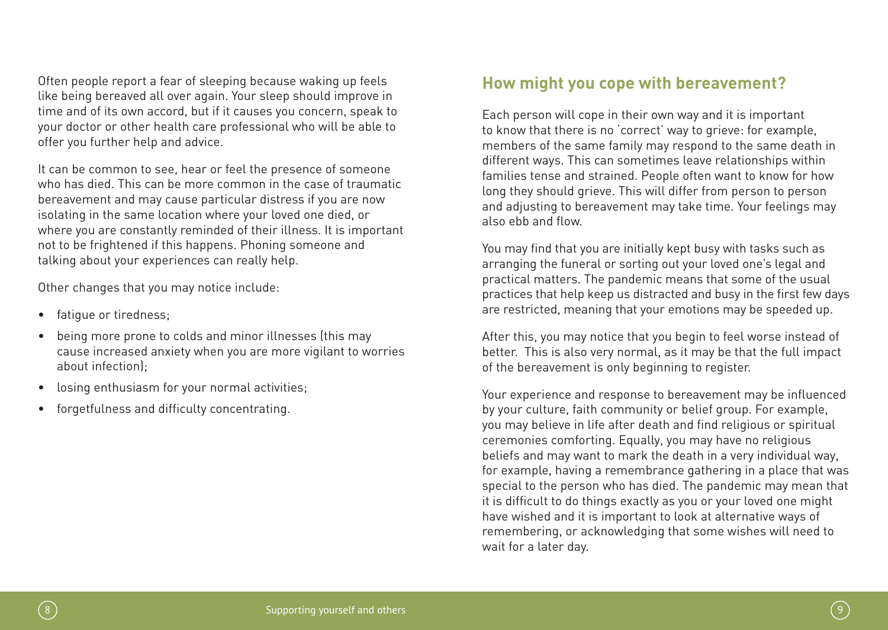Often people report a fear of sleeping because waking up feels like being bereaved all over again. Your sleep should improve in time and of its own accord, but if it causes you concern, speak to your doctor or other health care professional who will be able to offer you further help and advice.

It can be common to see, hear or feel the presence of someone who has died. This can be more common in the case of traumatic bereavement and may cause particular distress if you are now isolating in the same location where your loved one died, or where you are constantly reminded of their illness. It is important not to be frightened if this happens. Phoning someone and talking about your experiences can really help.

Other changes that you may notice include:

- fatigue or tiredness;
- being more prone to colds and minor illnesses (this may cause increased anxiety when you are more vigilant to worries about infection);
- losing enthusiasm for your normal activities;
- forgetfulness and difficulty concentrating.

## How might you cope with bereavement?

Each person will cope in their own way and it is important to know that there is no 'correct' way to grieve: for example, members of the same family may respond to the same death in different ways. This can sometimes leave relationships within families tense and strained. People often want to know for how long they should grieve. This will differ from person to person and adjusting to bereavement may take time. Your feelings may also ebb and flow.

You may find that you are initially kept busy with tasks such as arranging the funeral or sorting out your loved one's legal and practical matters. The pandemic means that some of the usual practices that help keep us distracted and busy in the first few days are restricted, meaning that your emotions may be speeded up.

After this, you may notice that you begin to feel worse instead of better. This is also very normal, as it may be that the full impact of the bereavement is only beginning to register.

Your experience and response to bereavement may be influenced by your culture, faith community or belief group. For example, you may believe in life after death and find religious or spiritual ceremonies comforting. Equally, you may have no religious beliefs and may want to mark the death in a very individual way, for example, having a remembrance gathering in a place that was special to the person who has died. The pandemic may mean that it is difficult to do things exactly as you or your loved one might have wished and it is important to look at alternative ways of remembering, or acknowledging that some wishes will need to wait for a later day.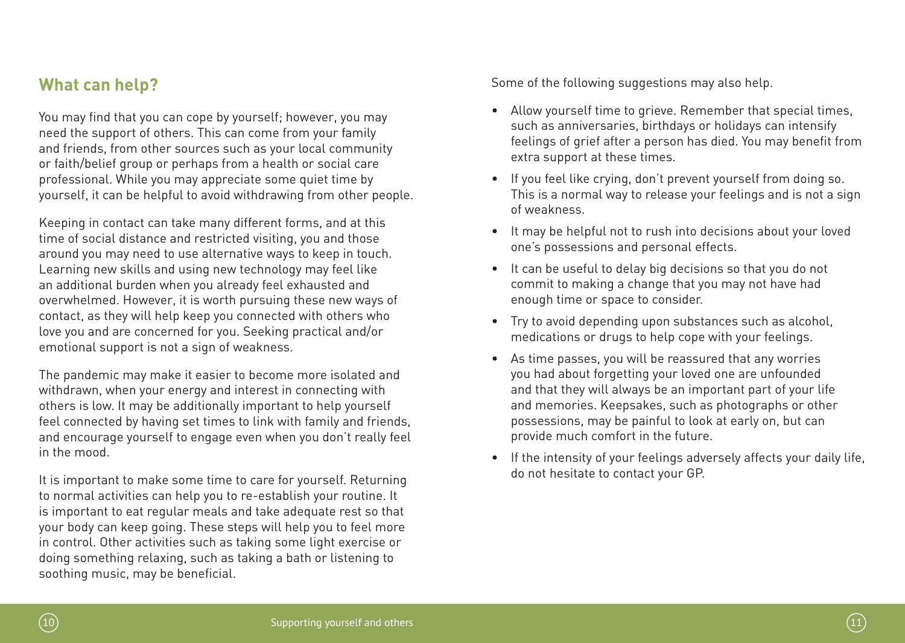## What can help?

You may find that you can cope by yourself; however, you may need the support of others. This can come from your family and friends, from other sources such as your local community or faith/belief group or perhaps from a health or social care professional. While you may appreciate some quiet time by yourself, it can be helpful to avoid withdrawing from other people.

Keeping in contact can take many different forms, and at this time of social distance and restricted visiting, you and those around you may need to use alternative ways to keep in touch. Learning new skills and using new technology may feel like an additional burden when you already feel exhausted and overwhelmed. However, it is worth pursuing these new ways of contact, as they will help keep you connected with others who love you and are concerned for you. Seeking practical and/or emotional support is not a sign of weakness.

The pandemic may make it easier to become more isolated and withdrawn, when your energy and interest in connecting with others is low. It may be additionally important to help yourself feel connected by having set times to link with family and friends, and encourage yourself to engage even when you don't really feel in the mood.

It is important to make some time to care for yourself. Returning to normal activities can help you to re-establish your routine. It is important to eat regular meals and take adequate rest so that your body can keep going. These steps will help you to feel more in control. Other activities such as taking some light exercise or doing something relaxing, such as taking a bath or listening to soothing music, may be beneficial.

Some of the following suggestions may also help.

- Allow yourself time to grieve. Remember that special times, such as anniversaries, birthdays or holidays can intensify feelings of grief after a person has died. You may benefit from extra support at these times.
- If you feel like crying, don't prevent yourself from doing so. This is a normal way to release your feelings and is not a sign of weakness.
- It may be helpful not to rush into decisions about your loved one's possessions and personal effects.
- It can be useful to delay big decisions so that you do not commit to making a change that you may not have had enough time or space to consider.
- Try to avoid depending upon substances such as alcohol, medications or drugs to help cope with your feelings.
- As time passes, you will be reassured that any worries you had about forgetting your loved one are unfounded and that they will always be an important part of your life and memories. Keepsakes, such as photographs or other possessions, may be painful to look at early on, but can provide much comfort in the future.
- If the intensity of your feelings adversely affects your daily life, do not hesitate to contact your GP.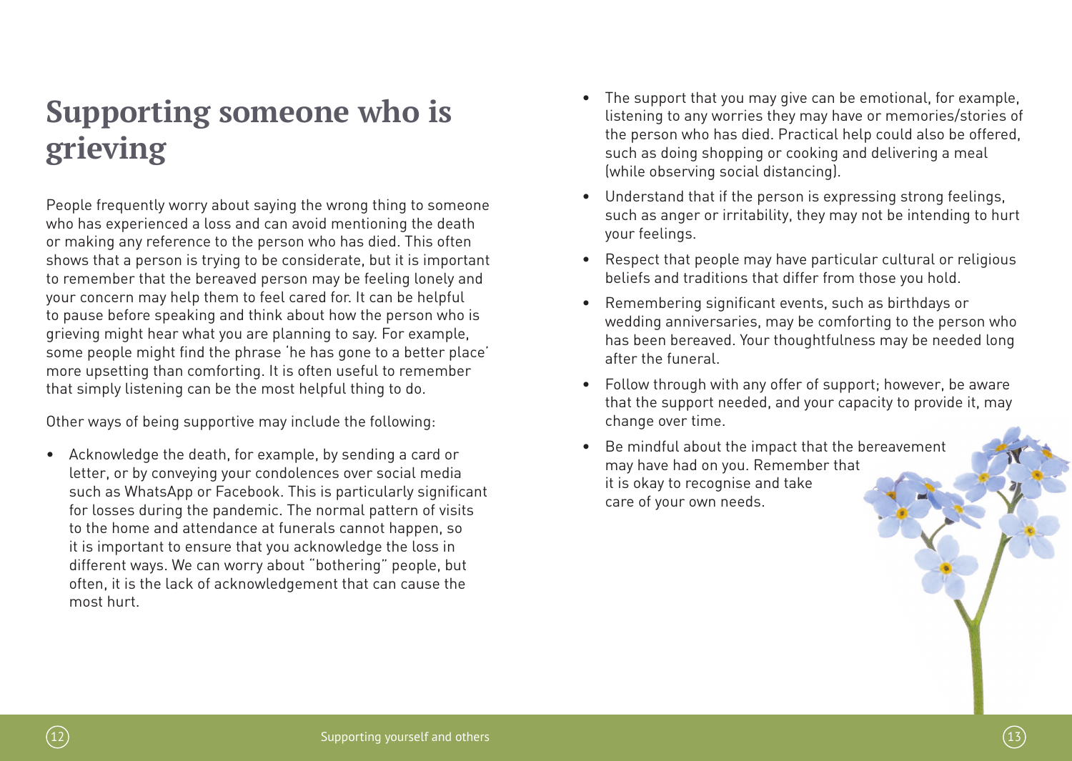# Supporting someone who is grieving

People frequently worry about saying the wrong thing to someone who has experienced a loss and can avoid mentioning the death or making any reference to the person who has died. This often shows that a person is trying to be considerate, but it is important to remember that the bereaved person may be feeling lonely and your concern may help them to feel cared for. It can be helpful to pause before speaking and think about how the person who is grieving might hear what you are planning to say. For example, some people might find the phrase 'he has gone to a better place' more upsetting than comforting. It is often useful to remember that simply listening can be the most helpful thing to do.

Other ways of being supportive may include the following:

- Acknowledge the death, for example, by sending a card or letter, or by conveying your condolences over social media such as WhatsApp or Facebook. This is particularly significant for losses during the pandemic. The normal pattern of visits to the home and attendance at funerals cannot happen, so it is important to ensure that you acknowledge the loss in different ways. We can worry about "bothering" people, but often, it is the lack of acknowledgement that can cause the most hurt.
- The support that you may give can be emotional, for example, listening to any worries they may have or memories/stories of the person who has died. Practical help could also be offered, such as doing shopping or cooking and delivering a meal (while observing social distancing).
- Understand that if the person is expressing strong feelings, such as anger or irritability, they may not be intending to hurt your feelings.
- Respect that people may have particular cultural or religious beliefs and traditions that differ from those you hold.
- Remembering significant events, such as birthdays or wedding anniversaries, may be comforting to the person who has been bereaved. Your thoughtfulness may be needed long after the funeral.
- Follow through with any offer of support; however, be aware that the support needed, and your capacity to provide it, may change over time.
- Be mindful about the impact that the bereavement may have had on you. Remember that it is okay to recognise and take care of your own needs.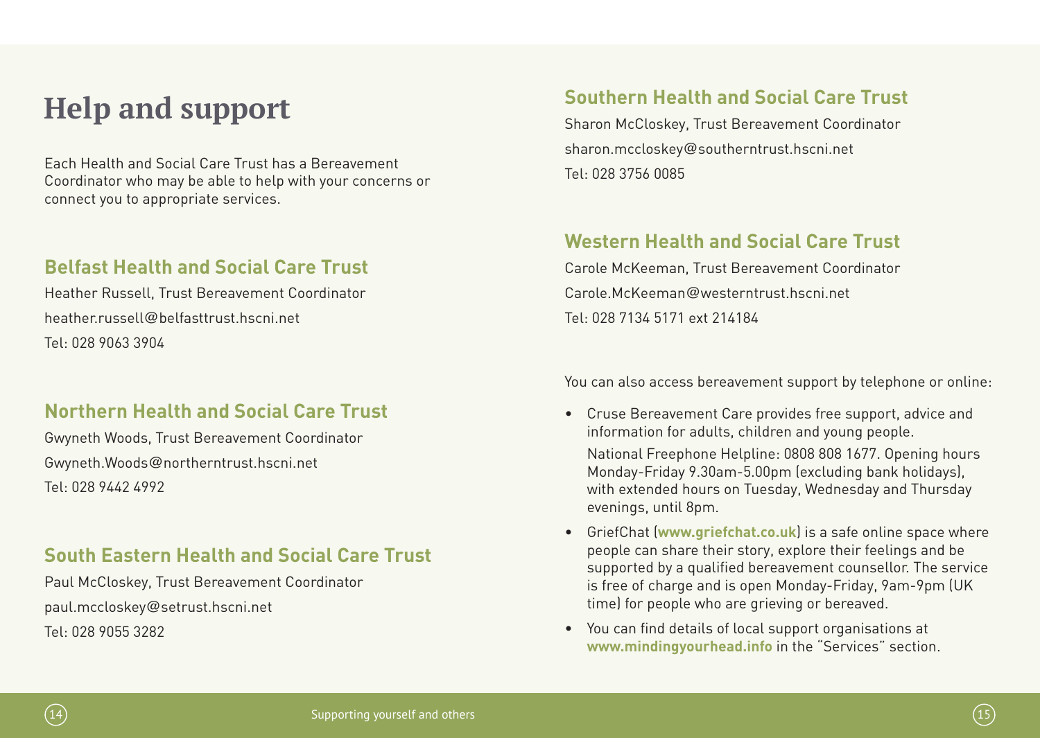# Help and support

Each Health and Social Care Trust has a Bereavement Coordinator who may be able to help with your concerns or connect you to appropriate services.

## Belfast Health and Social Care Trust

Heather Russell, Trust Bereavement Coordinator

heather.russell@belfasttrust.hscni.net

Tel: 028 9063 3904

## Northern Health and Social Care Trust

Gwyneth Woods, Trust Bereavement Coordinator

Gwyneth.Woods@northerntrust.hscni.net

Tel: 028 9442 4992

## South Eastern Health and Social Care Trust

Paul McCloskey, Trust Bereavement Coordinator

paul.mccloskey@setrust.hscni.net

Tel: 028 9055 3282

## Southern Health and Social Care Trust

Sharon McCloskey, Trust Bereavement Coordinator

sharon.mccloskey@southerntrust.hscni.net

Tel: 028 3756 0085

## Western Health and Social Care Trust

Carole McKeeman, Trust Bereavement Coordinator

Carole.McKeeman@westerntrust.hscni.net

Tel: 028 7134 5171 ext 214184

You can also access bereavement support by telephone or online:

- Cruse Bereavement Care provides free support, advice and information for adults, children and young people.

  National Freephone Helpline: 0808 808 1677. Opening hours Monday-Friday 9.30am-5.00pm (excluding bank holidays), with extended hours on Tuesday, Wednesday and Thursday evenings, until 8pm.
- GriefChat (**www.griefchat.co.uk**) is a safe online space where people can share their story, explore their feelings and be supported by a qualified bereavement counsellor. The service is free of charge and is open Monday-Friday, 9am-9pm (UK time) for people who are grieving or bereaved.
- You can find details of local support organisations at **www.mindingyourhead.info** in the "Services" section.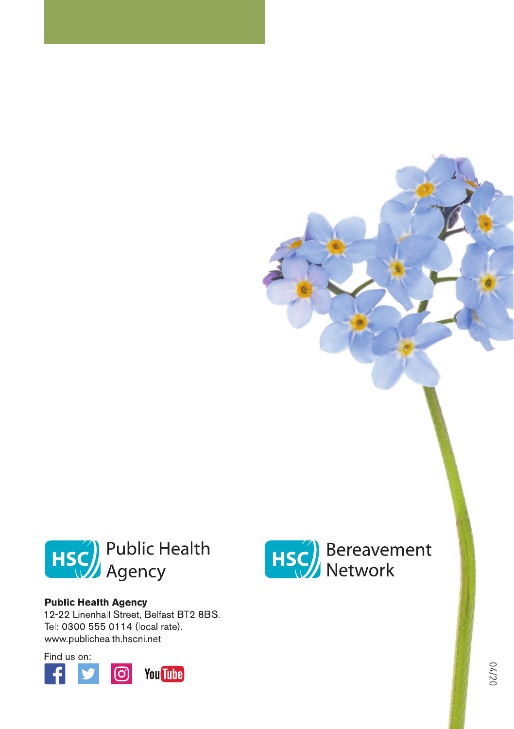Public Health Agency

Bereavement Network

**Public Health Agency**
12-22 Linenhall Street, Belfast BT2 8BS.
Tel: 0300 555 0114 (local rate).
www.publichealth.hscni.net

Find us on:

04/20